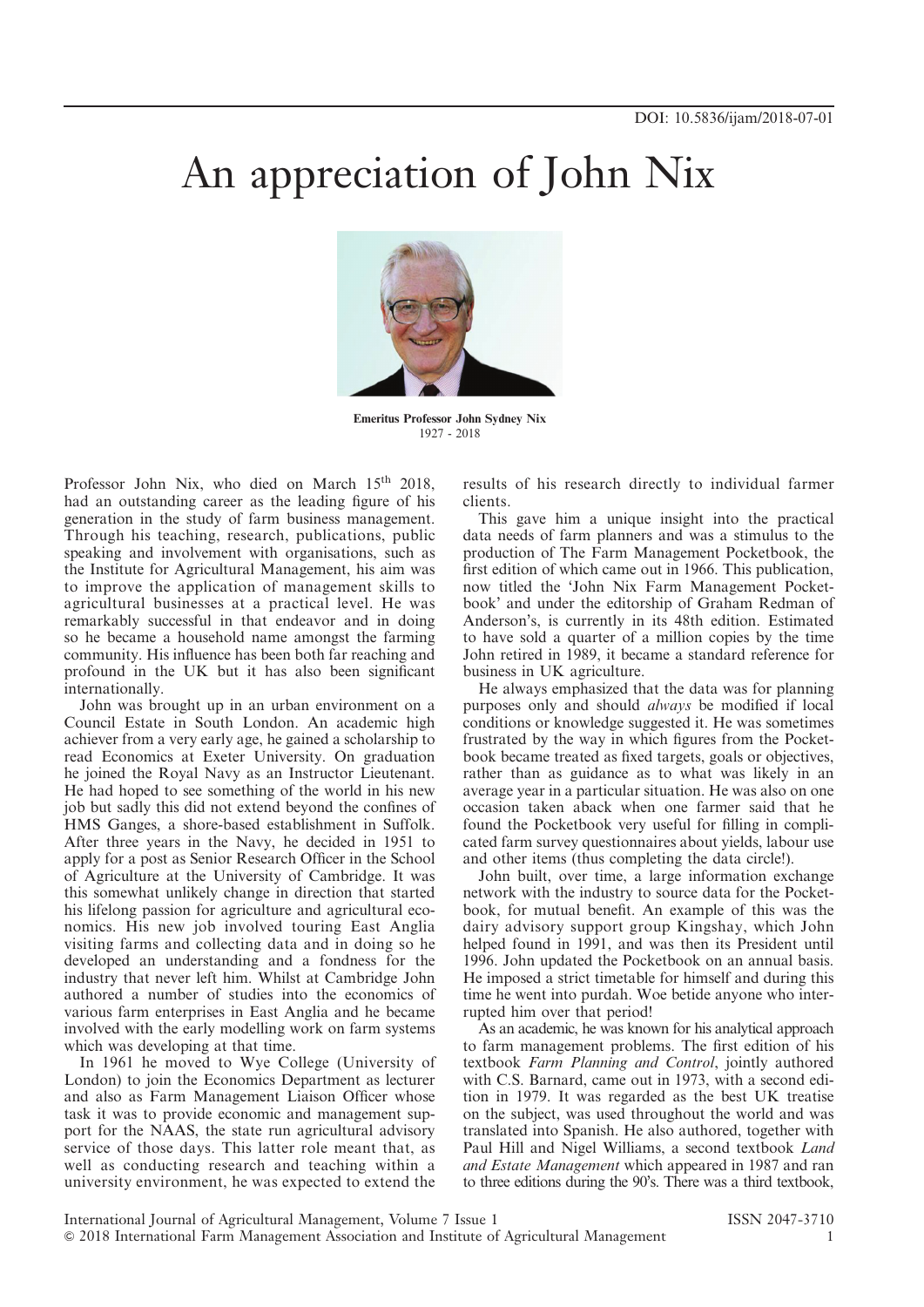DOI: 10.5836/ijam/2018-07-01

# An appreciation of John Nix

**Emeritus Professor John Sydney Nix**
1927 - 2018

Professor John Nix, who died on March 15th 2018, had an outstanding career as the leading figure of his generation in the study of farm business management. Through his teaching, research, publications, public speaking and involvement with organisations, such as the Institute for Agricultural Management, his aim was to improve the application of management skills to agricultural businesses at a practical level. He was remarkably successful in that endeavor and in doing so he became a household name amongst the farming community. His influence has been both far reaching and profound in the UK but it has also been significant internationally.

John was brought up in an urban environment on a Council Estate in South London. An academic high achiever from a very early age, he gained a scholarship to read Economics at Exeter University. On graduation he joined the Royal Navy as an Instructor Lieutenant. He had hoped to see something of the world in his new job but sadly this did not extend beyond the confines of HMS Ganges, a shore-based establishment in Suffolk. After three years in the Navy, he decided in 1951 to apply for a post as Senior Research Officer in the School of Agriculture at the University of Cambridge. It was this somewhat unlikely change in direction that started his lifelong passion for agriculture and agricultural economics. His new job involved touring East Anglia visiting farms and collecting data and in doing so he developed an understanding and a fondness for the industry that never left him. Whilst at Cambridge John authored a number of studies into the economics of various farm enterprises in East Anglia and he became involved with the early modelling work on farm systems which was developing at that time.

In 1961 he moved to Wye College (University of London) to join the Economics Department as lecturer and also as Farm Management Liaison Officer whose task it was to provide economic and management support for the NAAS, the state run agricultural advisory service of those days. This latter role meant that, as well as conducting research and teaching within a university environment, he was expected to extend the results of his research directly to individual farmer clients.

This gave him a unique insight into the practical data needs of farm planners and was a stimulus to the production of The Farm Management Pocketbook, the first edition of which came out in 1966. This publication, now titled the 'John Nix Farm Management Pocketbook' and under the editorship of Graham Redman of Anderson's, is currently in its 48th edition. Estimated to have sold a quarter of a million copies by the time John retired in 1989, it became a standard reference for business in UK agriculture.

He always emphasized that the data was for planning purposes only and should *always* be modified if local conditions or knowledge suggested it. He was sometimes frustrated by the way in which figures from the Pocketbook became treated as fixed targets, goals or objectives, rather than as guidance as to what was likely in an average year in a particular situation. He was also on one occasion taken aback when one farmer said that he found the Pocketbook very useful for filling in complicated farm survey questionnaires about yields, labour use and other items (thus completing the data circle!).

John built, over time, a large information exchange network with the industry to source data for the Pocketbook, for mutual benefit. An example of this was the dairy advisory support group Kingshay, which John helped found in 1991, and was then its President until 1996. John updated the Pocketbook on an annual basis. He imposed a strict timetable for himself and during this time he went into purdah. Woe betide anyone who interrupted him over that period!

As an academic, he was known for his analytical approach to farm management problems. The first edition of his textbook *Farm Planning and Control*, jointly authored with C.S. Barnard, came out in 1973, with a second edition in 1979. It was regarded as the best UK treatise on the subject, was used throughout the world and was translated into Spanish. He also authored, together with Paul Hill and Nigel Williams, a second textbook *Land and Estate Management* which appeared in 1987 and ran to three editions during the 90's. There was a third textbook,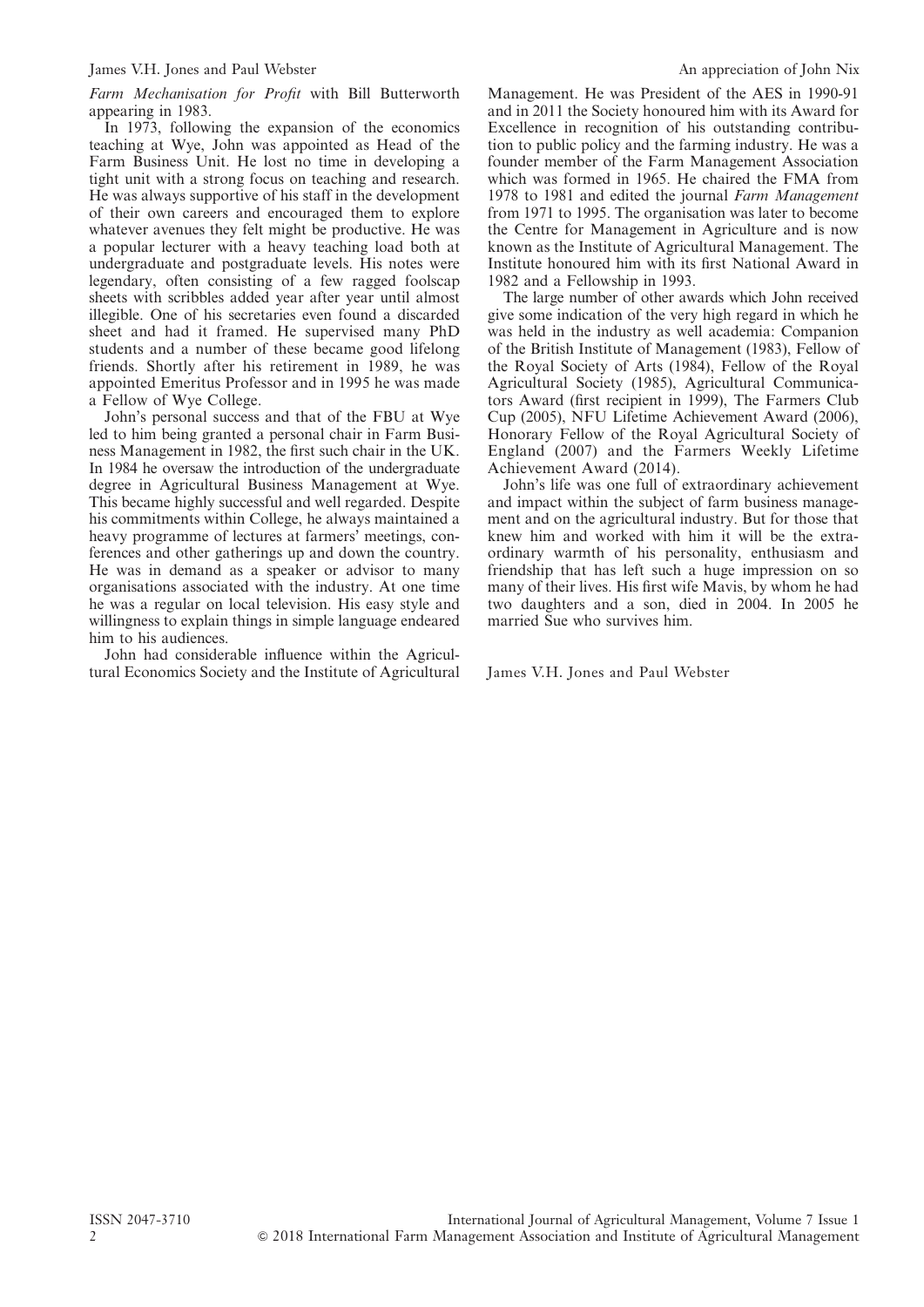*Farm Mechanisation for Profit* with Bill Butterworth appearing in 1983.

In 1973, following the expansion of the economics teaching at Wye, John was appointed as Head of the Farm Business Unit. He lost no time in developing a tight unit with a strong focus on teaching and research. He was always supportive of his staff in the development of their own careers and encouraged them to explore whatever avenues they felt might be productive. He was a popular lecturer with a heavy teaching load both at undergraduate and postgraduate levels. His notes were legendary, often consisting of a few ragged foolscap sheets with scribbles added year after year until almost illegible. One of his secretaries even found a discarded sheet and had it framed. He supervised many PhD students and a number of these became good lifelong friends. Shortly after his retirement in 1989, he was appointed Emeritus Professor and in 1995 he was made a Fellow of Wye College.

John's personal success and that of the FBU at Wye led to him being granted a personal chair in Farm Business Management in 1982, the first such chair in the UK. In 1984 he oversaw the introduction of the undergraduate degree in Agricultural Business Management at Wye. This became highly successful and well regarded. Despite his commitments within College, he always maintained a heavy programme of lectures at farmers' meetings, conferences and other gatherings up and down the country. He was in demand as a speaker or advisor to many organisations associated with the industry. At one time he was a regular on local television. His easy style and willingness to explain things in simple language endeared him to his audiences.

John had considerable influence within the Agricultural Economics Society and the Institute of Agricultural Management. He was President of the AES in 1990-91 and in 2011 the Society honoured him with its Award for Excellence in recognition of his outstanding contribution to public policy and the farming industry. He was a founder member of the Farm Management Association which was formed in 1965. He chaired the FMA from 1978 to 1981 and edited the journal *Farm Management* from 1971 to 1995. The organisation was later to become the Centre for Management in Agriculture and is now known as the Institute of Agricultural Management. The Institute honoured him with its first National Award in 1982 and a Fellowship in 1993.

The large number of other awards which John received give some indication of the very high regard in which he was held in the industry as well academia: Companion of the British Institute of Management (1983), Fellow of the Royal Society of Arts (1984), Fellow of the Royal Agricultural Society (1985), Agricultural Communicators Award (first recipient in 1999), The Farmers Club Cup (2005), NFU Lifetime Achievement Award (2006), Honorary Fellow of the Royal Agricultural Society of England (2007) and the Farmers Weekly Lifetime Achievement Award (2014).

John's life was one full of extraordinary achievement and impact within the subject of farm business management and on the agricultural industry. But for those that knew him and worked with him it will be the extraordinary warmth of his personality, enthusiasm and friendship that has left such a huge impression on so many of their lives. His first wife Mavis, by whom he had two daughters and a son, died in 2004. In 2005 he married Sue who survives him.

James V.H. Jones and Paul Webster